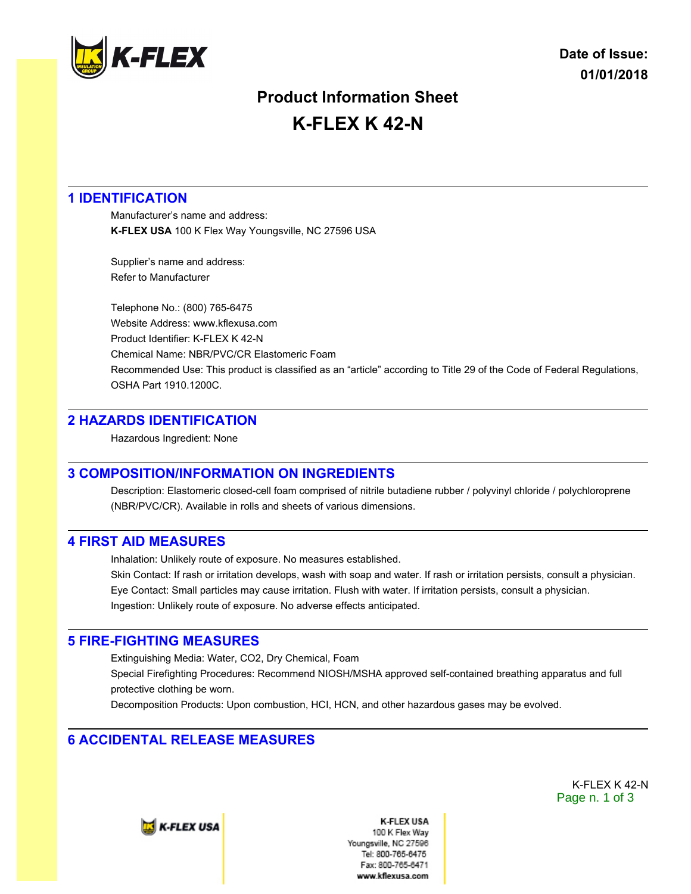Date of Issue: 01/01/2018

# Product Information Sheet

# K-FLEX K 42-N

## 1 IDENTIFICATION

Manufacturer's name and address:
**K-FLEX USA** 100 K Flex Way Youngsville, NC 27596 USA

Supplier's name and address:
Refer to Manufacturer

Telephone No.: (800) 765-6475
Website Address: www.kflexusa.com
Product Identifier: K-FLEX K 42-N
Chemical Name: NBR/PVC/CR Elastomeric Foam
Recommended Use: This product is classified as an "article" according to Title 29 of the Code of Federal Regulations, OSHA Part 1910.1200C.

## 2 HAZARDS IDENTIFICATION

Hazardous Ingredient: None

## 3 COMPOSITION/INFORMATION ON INGREDIENTS

Description: Elastomeric closed-cell foam comprised of nitrile butadiene rubber / polyvinyl chloride / polychloroprene (NBR/PVC/CR). Available in rolls and sheets of various dimensions.

## 4 FIRST AID MEASURES

Inhalation: Unlikely route of exposure. No measures established.
Skin Contact: If rash or irritation develops, wash with soap and water. If rash or irritation persists, consult a physician.
Eye Contact: Small particles may cause irritation. Flush with water. If irritation persists, consult a physician.
Ingestion: Unlikely route of exposure. No adverse effects anticipated.

## 5 FIRE-FIGHTING MEASURES

Extinguishing Media: Water, $CO_2$, Dry Chemical, Foam
Special Firefighting Procedures: Recommend NIOSH/MSHA approved self-contained breathing apparatus and full protective clothing be worn.
Decomposition Products: Upon combustion, HCI, HCN, and other hazardous gases may be evolved.

## 6 ACCIDENTAL RELEASE MEASURES

K-FLEX USA
100 K Flex Way
Youngsville, NC 27596
Tel: 800-765-6475
Fax: 800-765-6471
www.kflexusa.com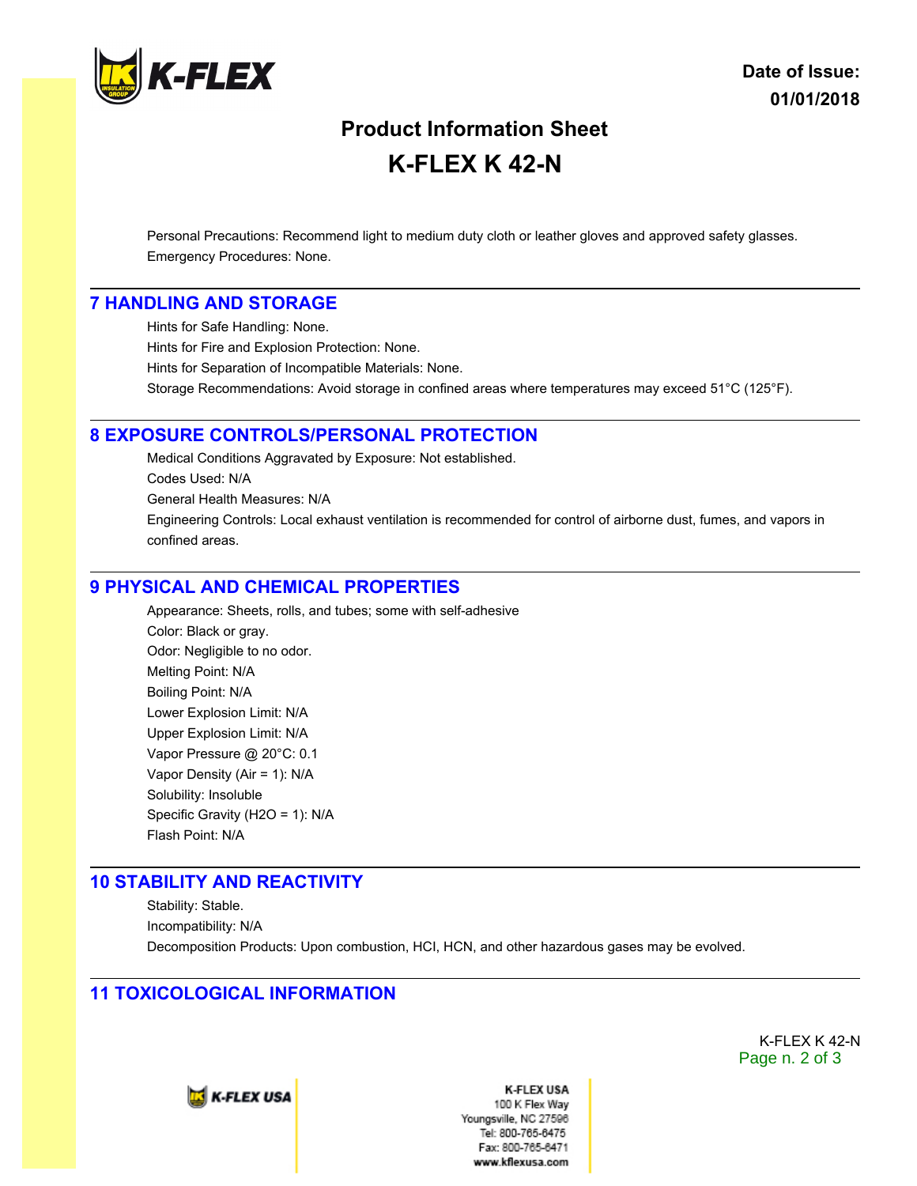Personal Precautions: Recommend light to medium duty cloth or leather gloves and approved safety glasses.

Emergency Procedures: None.

## 7 HANDLING AND STORAGE

Hints for Safe Handling: None.

Hints for Fire and Explosion Protection: None.

Hints for Separation of Incompatible Materials: None.

Storage Recommendations: Avoid storage in confined areas where temperatures may exceed 51°C (125°F).

## 8 EXPOSURE CONTROLS/PERSONAL PROTECTION

Medical Conditions Aggravated by Exposure: Not established.

Codes Used: N/A

General Health Measures: N/A

Engineering Controls: Local exhaust ventilation is recommended for control of airborne dust, fumes, and vapors in confined areas.

## 9 PHYSICAL AND CHEMICAL PROPERTIES

Appearance: Sheets, rolls, and tubes; some with self-adhesive

Color: Black or gray.

Odor: Negligible to no odor.

Melting Point: N/A

Boiling Point: N/A

Lower Explosion Limit: N/A

Upper Explosion Limit: N/A

Vapor Pressure @ 20°C: 0.1

Vapor Density (Air = 1): N/A

Solubility: Insoluble

Specific Gravity ($H_2O$ = 1): N/A

Flash Point: N/A

## 10 STABILITY AND REACTIVITY

Stability: Stable.

Incompatibility: N/A

Decomposition Products: Upon combustion, HCl, HCN, and other hazardous gases may be evolved.

## 11 TOXICOLOGICAL INFORMATION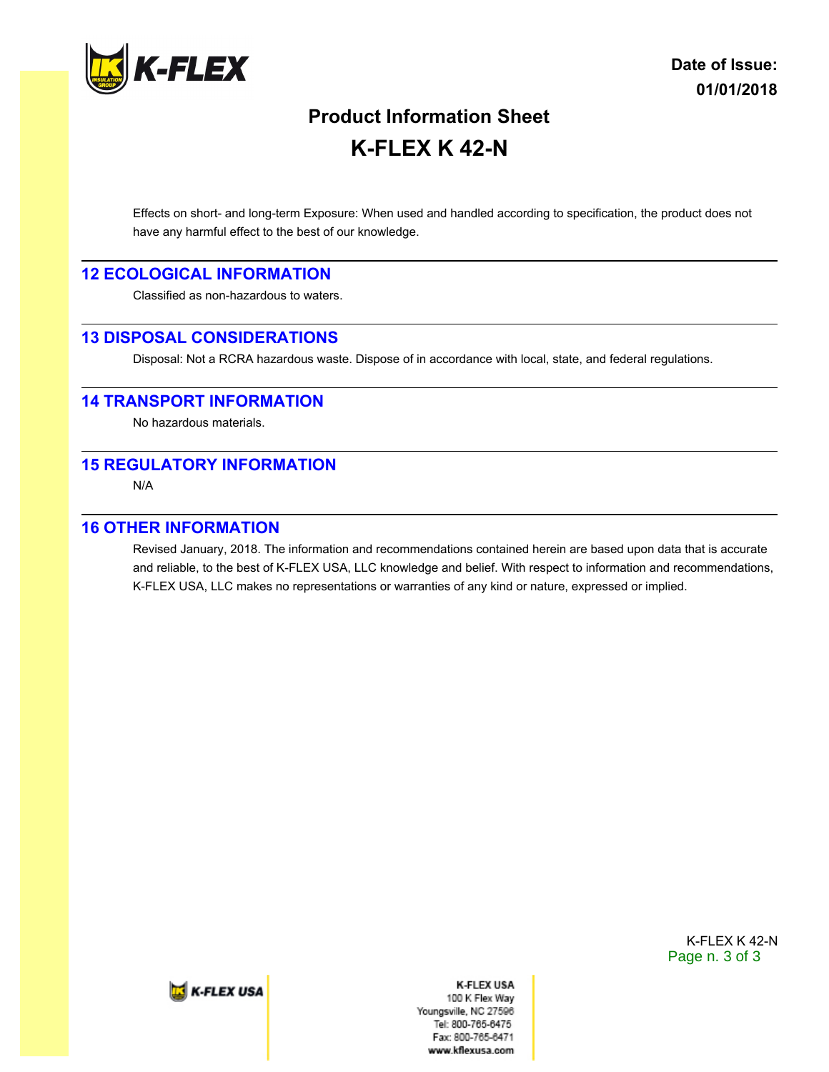Effects on short- and long-term Exposure: When used and handled according to specification, the product does not have any harmful effect to the best of our knowledge.

## 12 ECOLOGICAL INFORMATION

Classified as non-hazardous to waters.

## 13 DISPOSAL CONSIDERATIONS

Disposal: Not a RCRA hazardous waste. Dispose of in accordance with local, state, and federal regulations.

## 14 TRANSPORT INFORMATION

No hazardous materials.

## 15 REGULATORY INFORMATION

N/A

## 16 OTHER INFORMATION

Revised January, 2018. The information and recommendations contained herein are based upon data that is accurate and reliable, to the best of K-FLEX USA, LLC knowledge and belief. With respect to information and recommendations, K-FLEX USA, LLC makes no representations or warranties of any kind or nature, expressed or implied.